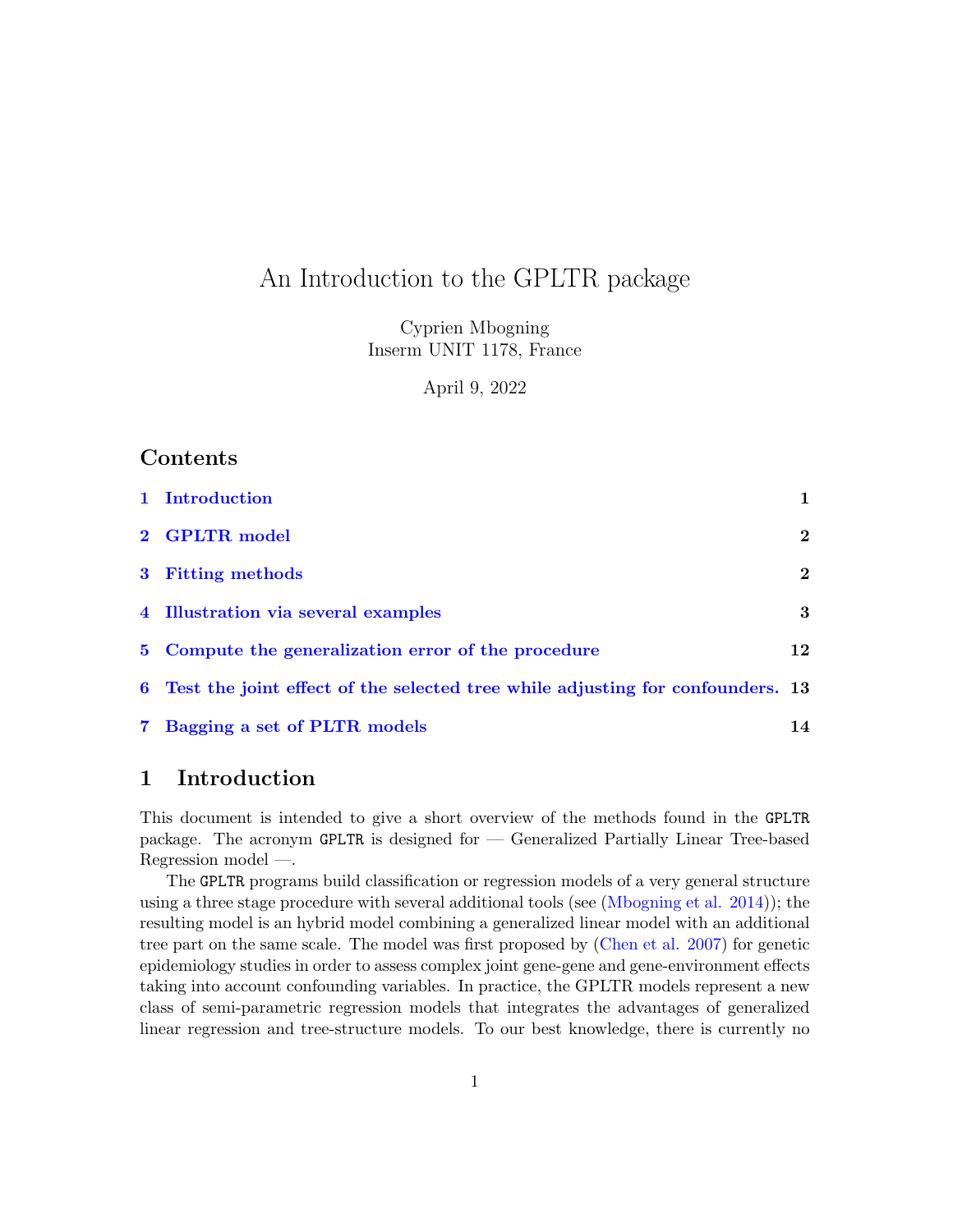# An Introduction to the GPLTR package

Cyprien Mbogning
Inserm UNIT 1178, France

April 9, 2022

## Contents

1 Introduction 1

2 GPLTR model 2

3 Fitting methods 2

4 Illustration via several examples 3

5 Compute the generalization error of the procedure 12

6 Test the joint effect of the selected tree while adjusting for confounders. 13

7 Bagging a set of PLTR models 14

## 1 Introduction

This document is intended to give a short overview of the methods found in the `GPLTR` package. The acronym `GPLTR` is designed for — Generalized Partially Linear Tree-based Regression model —.

The `GPLTR` programs build classification or regression models of a very general structure using a three stage procedure with several additional tools (see (Mbogning et al. 2014)); the resulting model is an hybrid model combining a generalized linear model with an additional tree part on the same scale. The model was first proposed by (Chen et al. 2007) for genetic epidemiology studies in order to assess complex joint gene-gene and gene-environment effects taking into account confounding variables. In practice, the GPLTR models represent a new class of semi-parametric regression models that integrates the advantages of generalized linear regression and tree-structure models. To our best knowledge, there is currently no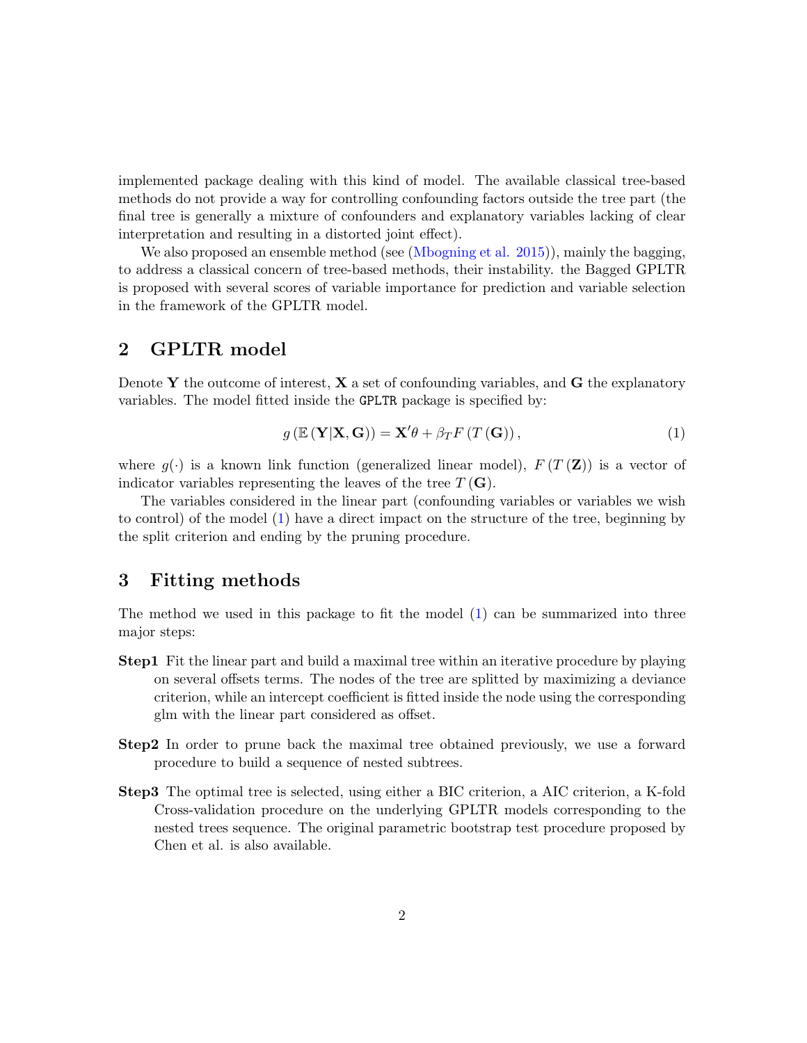implemented package dealing with this kind of model. The available classical tree-based methods do not provide a way for controlling confounding factors outside the tree part (the final tree is generally a mixture of confounders and explanatory variables lacking of clear interpretation and resulting in a distorted joint effect).

We also proposed an ensemble method (see (Mbogning et al. 2015)), mainly the bagging, to address a classical concern of tree-based methods, their instability. the Bagged GPLTR is proposed with several scores of variable importance for prediction and variable selection in the framework of the GPLTR model.

## 2 GPLTR model

Denote $\mathbf{Y}$ the outcome of interest, $\mathbf{X}$ a set of confounding variables, and $\mathbf{G}$ the explanatory variables. The model fitted inside the `GPLTR` package is specified by:

$$g\left(\mathbb{E}\left(\mathbf{Y}|\mathbf{X},\mathbf{G}\right)\right) = \mathbf{X}'\theta + \beta_T F\left(T\left(\mathbf{G}\right)\right), \tag{1}$$

where $g(\cdot)$ is a known link function (generalized linear model), $F\left(T\left(\mathbf{Z}\right)\right)$ is a vector of indicator variables representing the leaves of the tree $T\left(\mathbf{G}\right)$.

The variables considered in the linear part (confounding variables or variables we wish to control) of the model (1) have a direct impact on the structure of the tree, beginning by the split criterion and ending by the pruning procedure.

## 3 Fitting methods

The method we used in this package to fit the model (1) can be summarized into three major steps:

**Step1** Fit the linear part and build a maximal tree within an iterative procedure by playing on several offsets terms. The nodes of the tree are splitted by maximizing a deviance criterion, while an intercept coefficient is fitted inside the node using the corresponding glm with the linear part considered as offset.

**Step2** In order to prune back the maximal tree obtained previously, we use a forward procedure to build a sequence of nested subtrees.

**Step3** The optimal tree is selected, using either a BIC criterion, a AIC criterion, a K-fold Cross-validation procedure on the underlying GPLTR models corresponding to the nested trees sequence. The original parametric bootstrap test procedure proposed by Chen et al. is also available.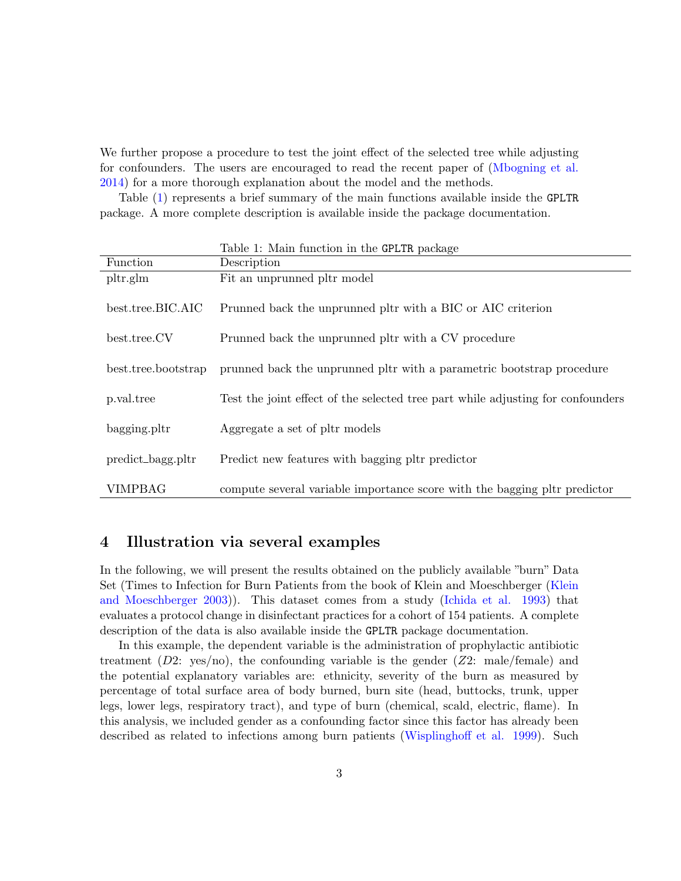We further propose a procedure to test the joint effect of the selected tree while adjusting for confounders. The users are encouraged to read the recent paper of (Mbogning et al. 2014) for a more thorough explanation about the model and the methods.

Table (1) represents a brief summary of the main functions available inside the `GPLTR` package. A more complete description is available inside the package documentation.

Table 1: Main function in the `GPLTR` package

| Function | Description |
|---|---|
| pltr.glm | Fit an unprunned pltr model |
| best.tree.BIC.AIC | Prunned back the unprunned pltr with a BIC or AIC criterion |
| best.tree.CV | Prunned back the unprunned pltr with a CV procedure |
| best.tree.bootstrap | prunned back the unprunned pltr with a parametric bootstrap procedure |
| p.val.tree | Test the joint effect of the selected tree part while adjusting for confounders |
| bagging.pltr | Aggregate a set of pltr models |
| predict_bagg.pltr | Predict new features with bagging pltr predictor |
| VIMPBAG | compute several variable importance score with the bagging pltr predictor |

## 4 Illustration via several examples

In the following, we will present the results obtained on the publicly available "burn" Data Set (Times to Infection for Burn Patients from the book of Klein and Moeschberger (Klein and Moeschberger 2003)). This dataset comes from a study (Ichida et al. 1993) that evaluates a protocol change in disinfectant practices for a cohort of 154 patients. A complete description of the data is also available inside the `GPLTR` package documentation.

In this example, the dependent variable is the administration of prophylactic antibiotic treatment ($D2$: yes/no), the confounding variable is the gender ($Z2$: male/female) and the potential explanatory variables are: ethnicity, severity of the burn as measured by percentage of total surface area of body burned, burn site (head, buttocks, trunk, upper legs, lower legs, respiratory tract), and type of burn (chemical, scald, electric, flame). In this analysis, we included gender as a confounding factor since this factor has already been described as related to infections among burn patients (Wisplinghoff et al. 1999). Such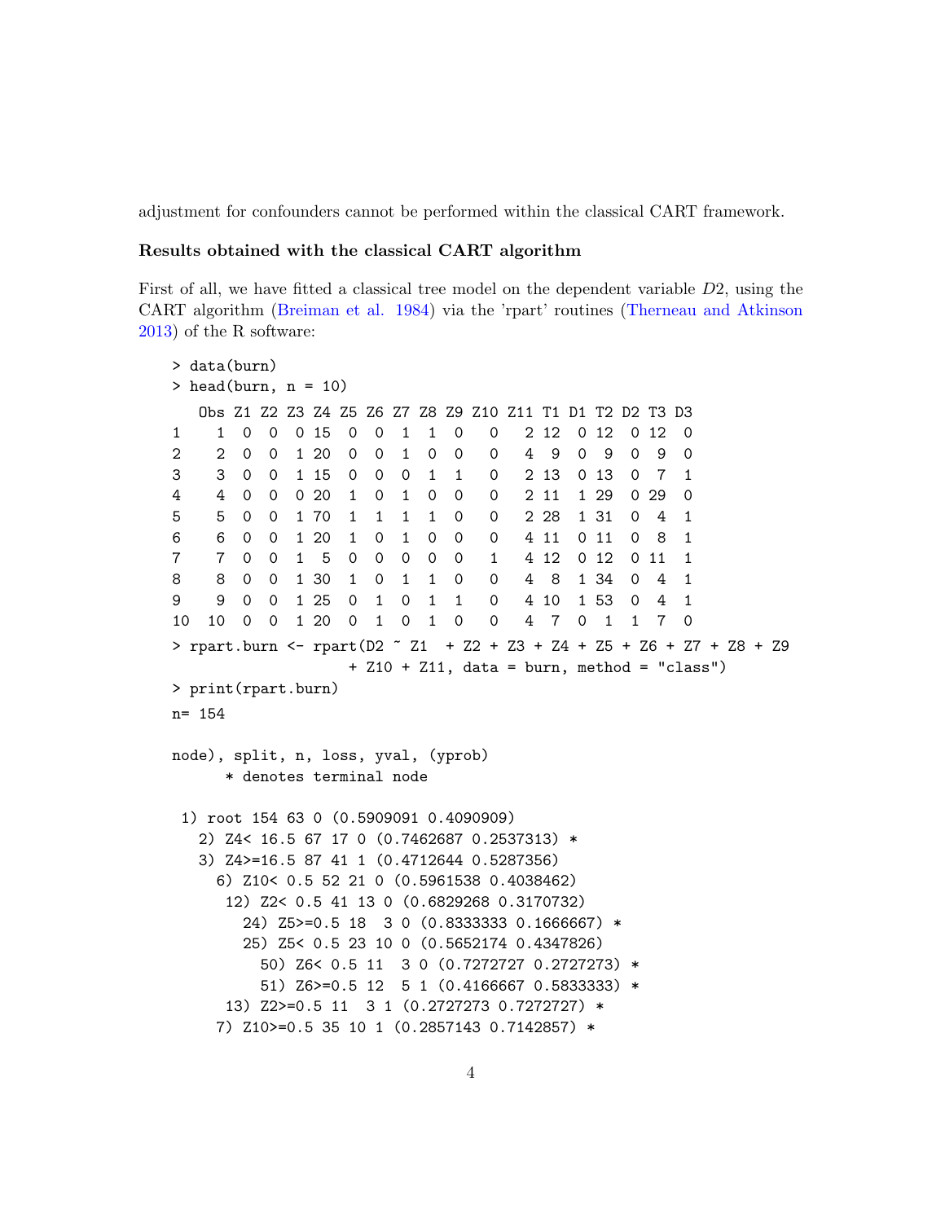adjustment for confounders cannot be performed within the classical CART framework.

**Results obtained with the classical CART algorithm**

First of all, we have fitted a classical tree model on the dependent variable $D2$, using the CART algorithm (Breiman et al. 1984) via the 'rpart' routines (Therneau and Atkinson 2013) of the R software:

```
> data(burn)
> head(burn, n = 10)
   Obs Z1 Z2 Z3 Z4 Z5 Z6 Z7 Z8 Z9 Z10 Z11 T1 D1 T2 D2 T3 D3
1    1  0  0  0 15  0  0  1  1  0   0   2 12  0 12  0 12  0
2    2  0  0  1 20  0  0  1  0  0   0   4  9  0  9  0  9  0
3    3  0  0  1 15  0  0  0  1  1   0   2 13  0 13  0  7  1
4    4  0  0  0 20  1  0  1  0  0   0   2 11  1 29  0 29  0
5    5  0  0  1 70  1  1  1  1  0   0   2 28  1 31  0  4  1
6    6  0  0  1 20  1  0  1  0  0   0   4 11  0 11  0  8  1
7    7  0  0  1  5  0  0  0  0  0   1   4 12  0 12  0 11  1
8    8  0  0  1 30  1  0  1  1  0   0   4  8  1 34  0  4  1
9    9  0  0  1 25  0  1  0  1  1   0   4 10  1 53  0  4  1
10  10  0  0  1 20  0  1  0  1  0   0   4  7  0  1  1  7  0
> rpart.burn <- rpart(D2 ~ Z1  + Z2 + Z3 + Z4 + Z5 + Z6 + Z7 + Z8 + Z9
                    + Z10 + Z11, data = burn, method = "class")
> print(rpart.burn)
n= 154

node), split, n, loss, yval, (yprob)
      * denotes terminal node

 1) root 154 63 0 (0.5909091 0.4090909)
   2) Z4< 16.5 67 17 0 (0.7462687 0.2537313) *
   3) Z4>=16.5 87 41 1 (0.4712644 0.5287356)
     6) Z10< 0.5 52 21 0 (0.5961538 0.4038462)
      12) Z2< 0.5 41 13 0 (0.6829268 0.3170732)
        24) Z5>=0.5 18  3 0 (0.8333333 0.1666667) *
        25) Z5< 0.5 23 10 0 (0.5652174 0.4347826)
          50) Z6< 0.5 11  3 0 (0.7272727 0.2727273) *
          51) Z6>=0.5 12  5 1 (0.4166667 0.5833333) *
      13) Z2>=0.5 11  3 1 (0.2727273 0.7272727) *
     7) Z10>=0.5 35 10 1 (0.2857143 0.7142857) *
```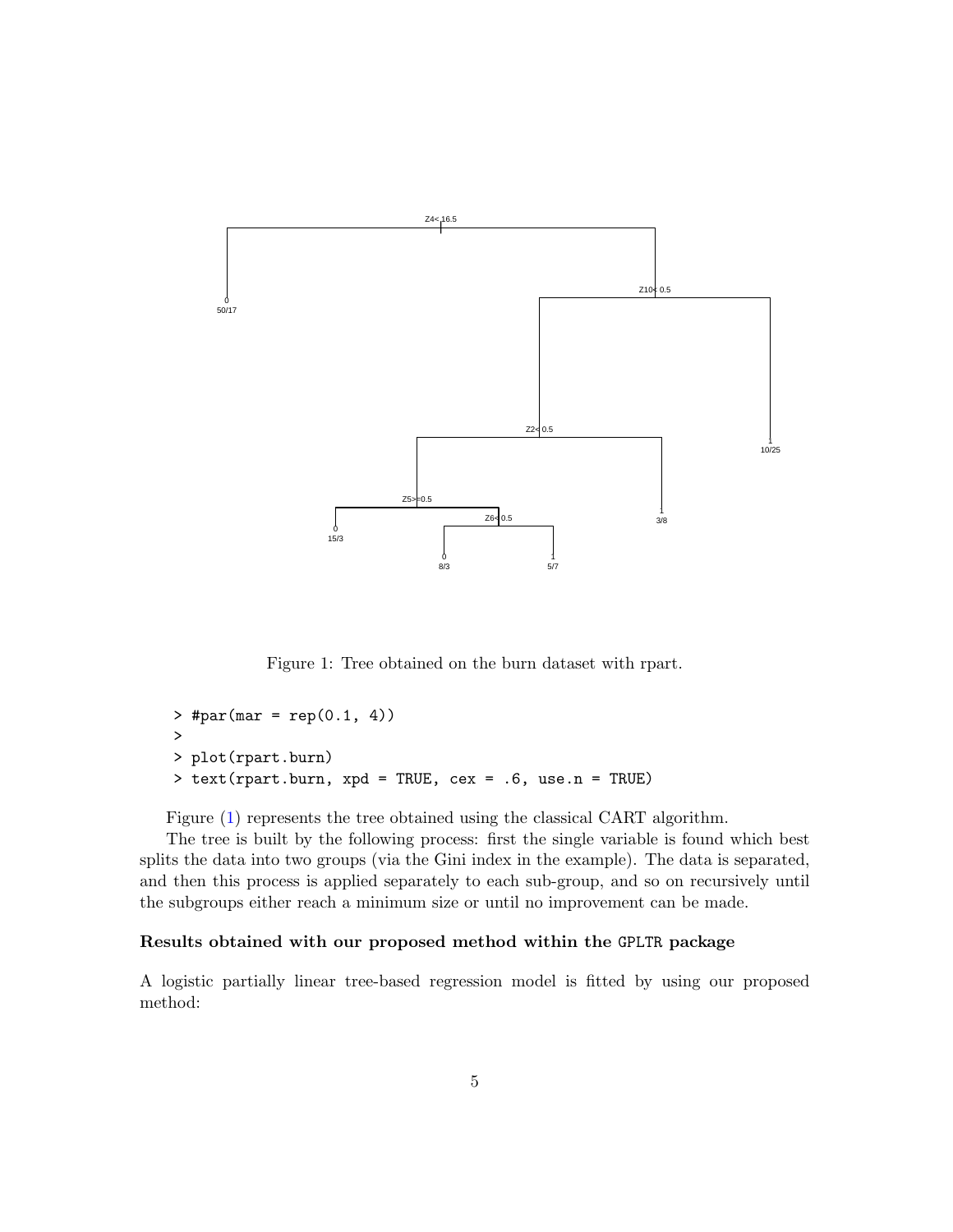Figure 1: Tree obtained on the burn dataset with rpart.

```
> #par(mar = rep(0.1, 4))
>
> plot(rpart.burn)
> text(rpart.burn, xpd = TRUE, cex = .6, use.n = TRUE)
```

Figure (1) represents the tree obtained using the classical CART algorithm.

The tree is built by the following process: first the single variable is found which best splits the data into two groups (via the Gini index in the example). The data is separated, and then this process is applied separately to each sub-group, and so on recursively until the subgroups either reach a minimum size or until no improvement can be made.

### Results obtained with our proposed method within the GPLTR package

A logistic partially linear tree-based regression model is fitted by using our proposed method: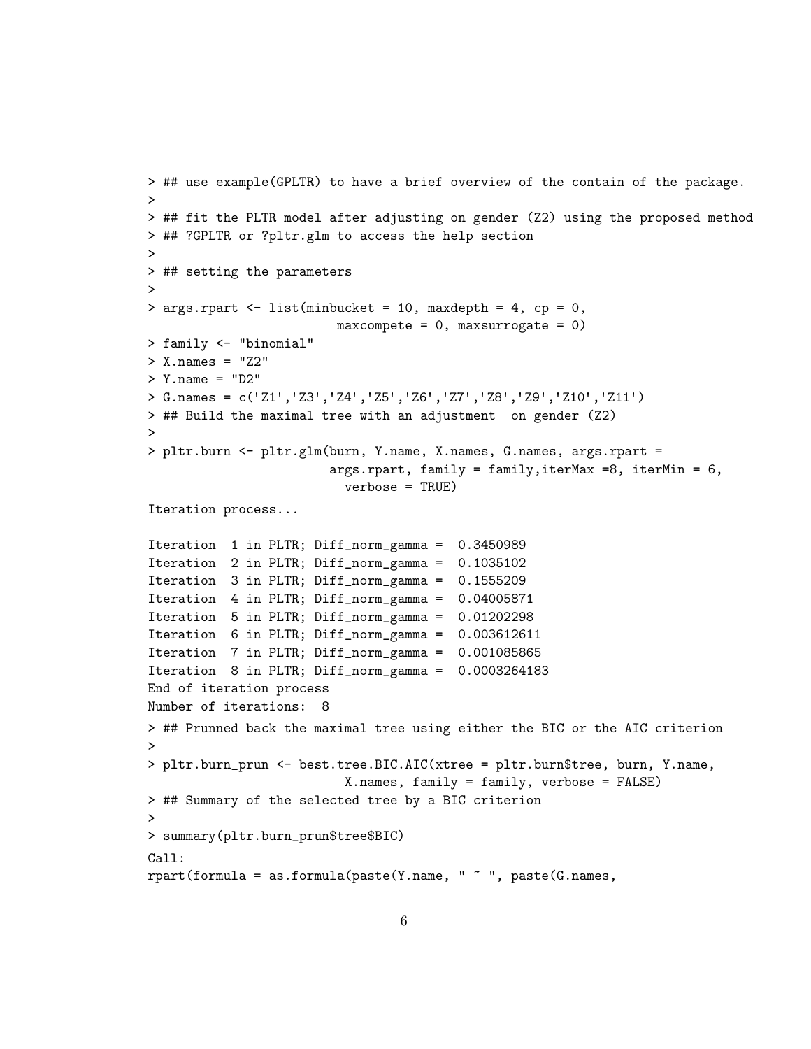```
> ## use example(GPLTR) to have a brief overview of the contain of the package.
>
> ## fit the PLTR model after adjusting on gender (Z2) using the proposed method
> ## ?GPLTR or ?pltr.glm to access the help section
>
> ## setting the parameters
>
> args.rpart <- list(minbucket = 10, maxdepth = 4, cp = 0,
                      maxcompete = 0, maxsurrogate = 0)
> family <- "binomial"
> X.names = "Z2"
> Y.name = "D2"
> G.names = c('Z1','Z3','Z4','Z5','Z6','Z7','Z8','Z9','Z10','Z11')
> ## Build the maximal tree with an adjustment  on gender (Z2)
>
> pltr.burn <- pltr.glm(burn, Y.name, X.names, G.names, args.rpart =
                       args.rpart, family = family,iterMax =8, iterMin = 6,
                         verbose = TRUE)
Iteration process...

Iteration  1 in PLTR; Diff_norm_gamma =  0.3450989
Iteration  2 in PLTR; Diff_norm_gamma =  0.1035102
Iteration  3 in PLTR; Diff_norm_gamma =  0.1555209
Iteration  4 in PLTR; Diff_norm_gamma =  0.04005871
Iteration  5 in PLTR; Diff_norm_gamma =  0.01202298
Iteration  6 in PLTR; Diff_norm_gamma =  0.003612611
Iteration  7 in PLTR; Diff_norm_gamma =  0.001085865
Iteration  8 in PLTR; Diff_norm_gamma =  0.0003264183
End of iteration process
Number of iterations:  8
> ## Prunned back the maximal tree using either the BIC or the AIC criterion
>
> pltr.burn_prun <- best.tree.BIC.AIC(xtree = pltr.burn$tree, burn, Y.name,
                      X.names, family = family, verbose = FALSE)
> ## Summary of the selected tree by a BIC criterion
>
> summary(pltr.burn_prun$tree$BIC)
Call:
rpart(formula = as.formula(paste(Y.name, " ~ ", paste(G.names,
```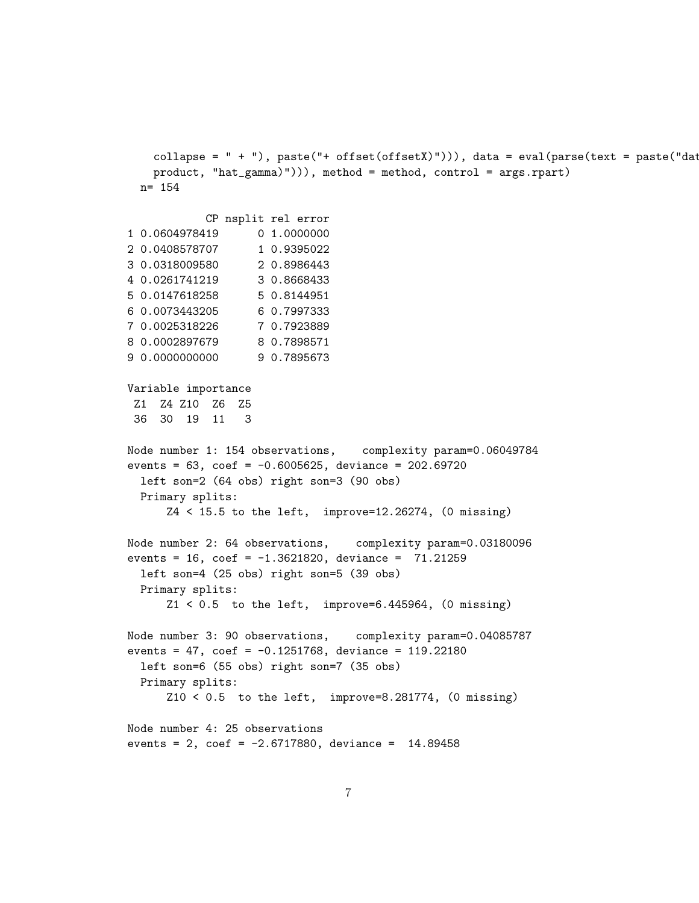```
    collapse = " + "), paste("+ offset(offsetX)"))), data = eval(parse(text = paste("dat
    product, "hat_gamma"))), method = method, control = args.rpart)
  n= 154

            CP nsplit rel error
1 0.0604978419      0 1.0000000
2 0.0408578707      1 0.9395022
3 0.0318009580      2 0.8986443
4 0.0261741219      3 0.8668433
5 0.0147618258      5 0.8144951
6 0.0073443205      6 0.7997333
7 0.0025318226      7 0.7923889
8 0.0002897679      8 0.7898571
9 0.0000000000      9 0.7895673

Variable importance
 Z1  Z4 Z10  Z6  Z5
 36  30  19  11   3

Node number 1: 154 observations,    complexity param=0.06049784
events = 63, coef = -0.6005625, deviance = 202.69720
  left son=2 (64 obs) right son=3 (90 obs)
  Primary splits:
      Z4 < 15.5 to the left,  improve=12.26274, (0 missing)

Node number 2: 64 observations,    complexity param=0.03180096
events = 16, coef = -1.3621820, deviance =  71.21259
  left son=4 (25 obs) right son=5 (39 obs)
  Primary splits:
      Z1 < 0.5  to the left,  improve=6.445964, (0 missing)

Node number 3: 90 observations,    complexity param=0.04085787
events = 47, coef = -0.1251768, deviance = 119.22180
  left son=6 (55 obs) right son=7 (35 obs)
  Primary splits:
      Z10 < 0.5  to the left,  improve=8.281774, (0 missing)

Node number 4: 25 observations
events = 2, coef = -2.6717880, deviance =  14.89458
```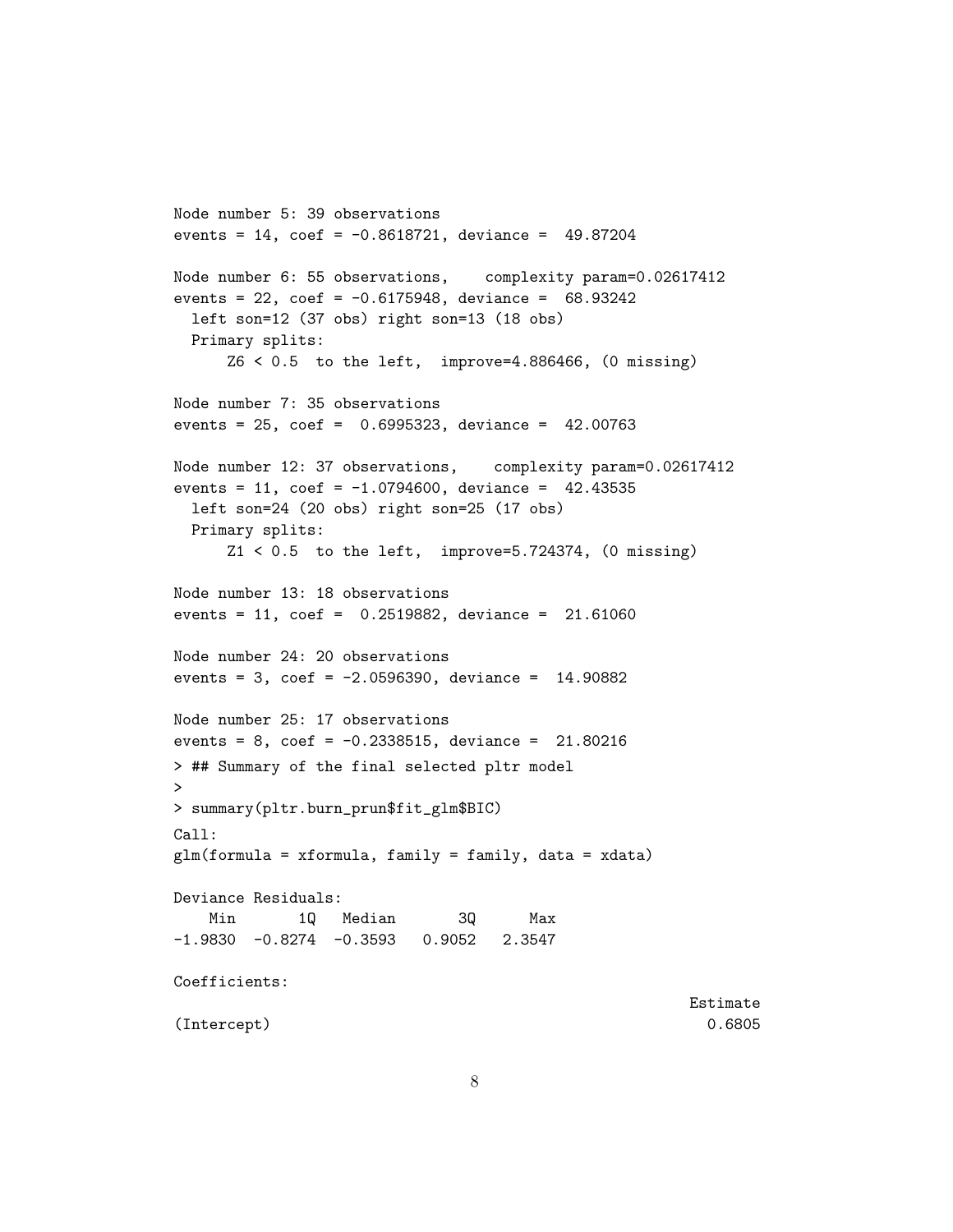```
Node number 5: 39 observations
events = 14, coef = -0.8618721, deviance =  49.87204

Node number 6: 55 observations,    complexity param=0.02617412
events = 22, coef = -0.6175948, deviance =  68.93242
  left son=12 (37 obs) right son=13 (18 obs)
  Primary splits:
      Z6 < 0.5  to the left,  improve=4.886466, (0 missing)

Node number 7: 35 observations
events = 25, coef =  0.6995323, deviance =  42.00763

Node number 12: 37 observations,    complexity param=0.02617412
events = 11, coef = -1.0794600, deviance =  42.43535
  left son=24 (20 obs) right son=25 (17 obs)
  Primary splits:
      Z1 < 0.5  to the left,  improve=5.724374, (0 missing)

Node number 13: 18 observations
events = 11, coef =  0.2519882, deviance =  21.61060

Node number 24: 20 observations
events = 3, coef = -2.0596390, deviance =  14.90882

Node number 25: 17 observations
events = 8, coef = -0.2338515, deviance =  21.80216
> ## Summary of the final selected pltr model
>
> summary(pltr.burn_prun$fit_glm$BIC)
Call:
glm(formula = xformula, family = family, data = xdata)

Deviance Residuals:
    Min       1Q   Median       3Q      Max
-1.9830  -0.8274  -0.3593   0.9052   2.3547

Coefficients:
                                                            Estimate
(Intercept)                                                   0.6805
```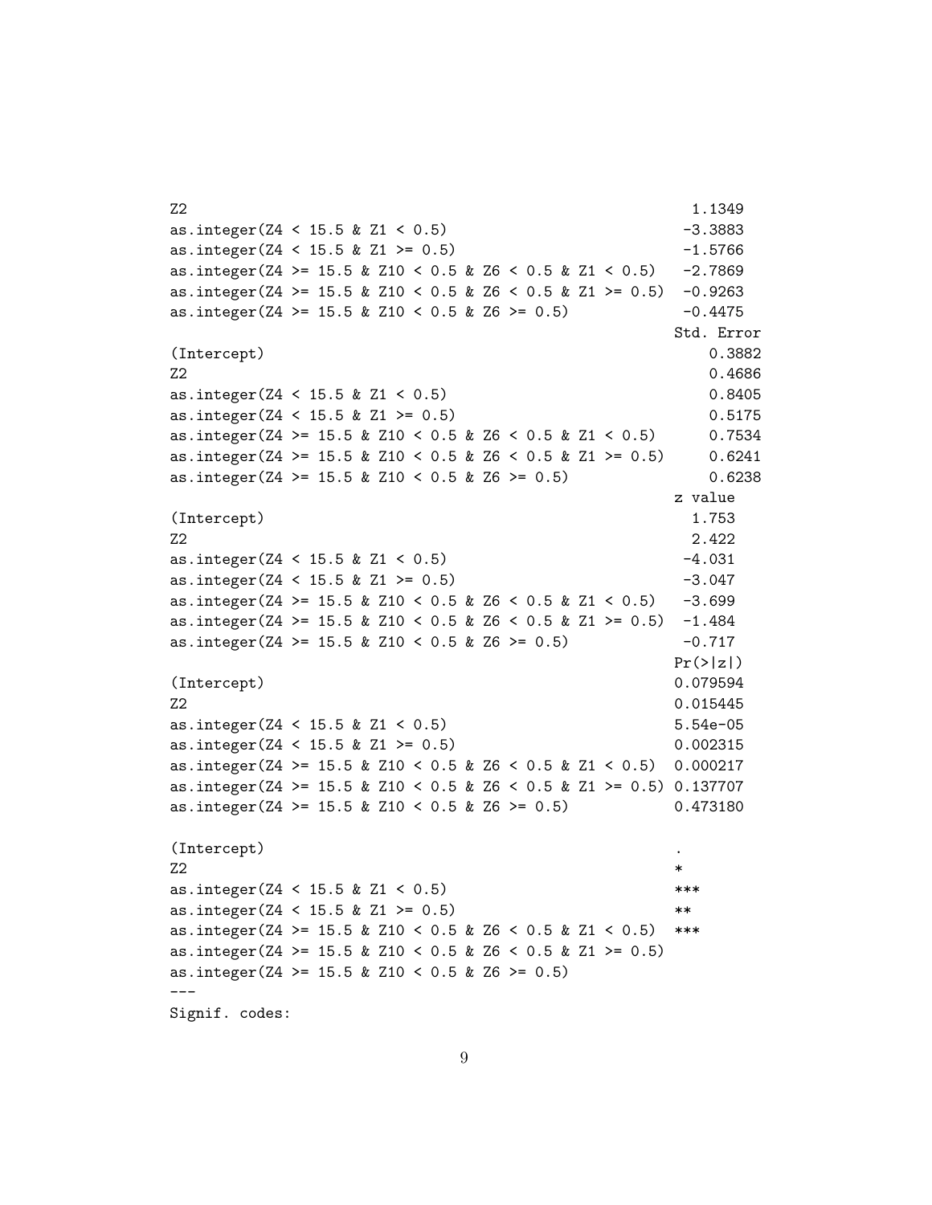```
Z2                                                        1.1349
as.integer(Z4 < 15.5 & Z1 < 0.5)                         -3.3883
as.integer(Z4 < 15.5 & Z1 >= 0.5)                        -1.5766
as.integer(Z4 >= 15.5 & Z10 < 0.5 & Z6 < 0.5 & Z1 < 0.5)   -2.7869
as.integer(Z4 >= 15.5 & Z10 < 0.5 & Z6 < 0.5 & Z1 >= 0.5)  -0.9263
as.integer(Z4 >= 15.5 & Z10 < 0.5 & Z6 >= 0.5)           -0.4475
                                                        Std. Error
(Intercept)                                                 0.3882
Z2                                                          0.4686
as.integer(Z4 < 15.5 & Z1 < 0.5)                            0.8405
as.integer(Z4 < 15.5 & Z1 >= 0.5)                           0.5175
as.integer(Z4 >= 15.5 & Z10 < 0.5 & Z6 < 0.5 & Z1 < 0.5)      0.7534
as.integer(Z4 >= 15.5 & Z10 < 0.5 & Z6 < 0.5 & Z1 >= 0.5)     0.6241
as.integer(Z4 >= 15.5 & Z10 < 0.5 & Z6 >= 0.5)              0.6238
                                                        z value
(Intercept)                                                1.753
Z2                                                         2.422
as.integer(Z4 < 15.5 & Z1 < 0.5)                          -4.031
as.integer(Z4 < 15.5 & Z1 >= 0.5)                         -3.047
as.integer(Z4 >= 15.5 & Z10 < 0.5 & Z6 < 0.5 & Z1 < 0.5)    -3.699
as.integer(Z4 >= 15.5 & Z10 < 0.5 & Z6 < 0.5 & Z1 >= 0.5)   -1.484
as.integer(Z4 >= 15.5 & Z10 < 0.5 & Z6 >= 0.5)            -0.717
                                                        Pr(>|z|)
(Intercept)                                             0.079594
Z2                                                      0.015445
as.integer(Z4 < 15.5 & Z1 < 0.5)                        5.54e-05
as.integer(Z4 < 15.5 & Z1 >= 0.5)                       0.002315
as.integer(Z4 >= 15.5 & Z10 < 0.5 & Z6 < 0.5 & Z1 < 0.5)  0.000217
as.integer(Z4 >= 15.5 & Z10 < 0.5 & Z6 < 0.5 & Z1 >= 0.5) 0.137707
as.integer(Z4 >= 15.5 & Z10 < 0.5 & Z6 >= 0.5)          0.473180

(Intercept)                                             .
Z2                                                      *
as.integer(Z4 < 15.5 & Z1 < 0.5)                        ***
as.integer(Z4 < 15.5 & Z1 >= 0.5)                       **
as.integer(Z4 >= 15.5 & Z10 < 0.5 & Z6 < 0.5 & Z1 < 0.5)  ***
as.integer(Z4 >= 15.5 & Z10 < 0.5 & Z6 < 0.5 & Z1 >= 0.5)
as.integer(Z4 >= 15.5 & Z10 < 0.5 & Z6 >= 0.5)
---
Signif. codes:
```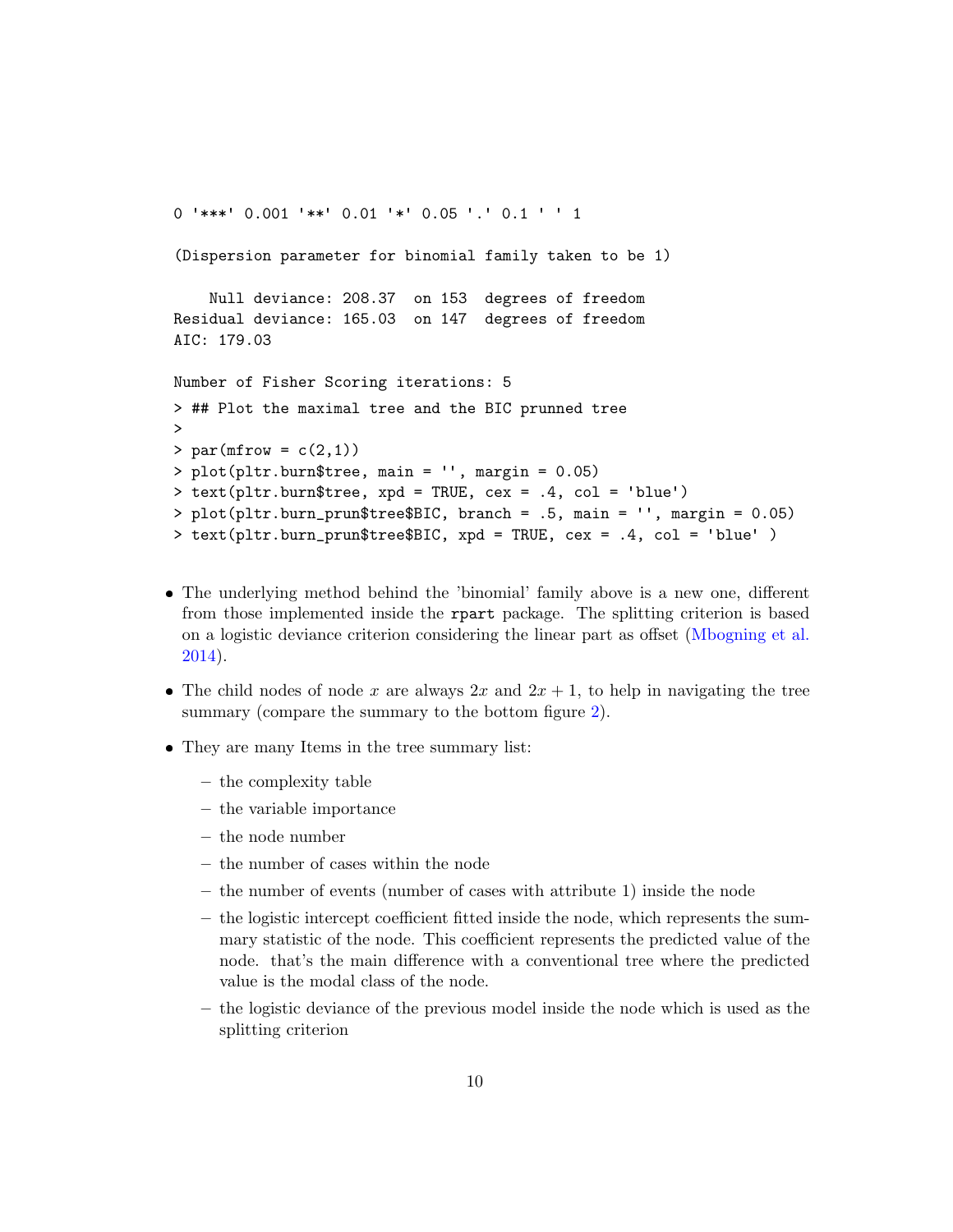```
0 '***' 0.001 '**' 0.01 '*' 0.05 '.' 0.1 ' ' 1

(Dispersion parameter for binomial family taken to be 1)

    Null deviance: 208.37  on 153  degrees of freedom
Residual deviance: 165.03  on 147  degrees of freedom
AIC: 179.03

Number of Fisher Scoring iterations: 5
> ## Plot the maximal tree and the BIC prunned tree
>
> par(mfrow = c(2,1))
> plot(pltr.burn$tree, main = '', margin = 0.05)
> text(pltr.burn$tree, xpd = TRUE, cex = .4, col = 'blue')
> plot(pltr.burn_prun$tree$BIC, branch = .5, main = '', margin = 0.05)
> text(pltr.burn_prun$tree$BIC, xpd = TRUE, cex = .4, col = 'blue' )
```

- The underlying method behind the 'binomial' family above is a new one, different from those implemented inside the `rpart` package. The splitting criterion is based on a logistic deviance criterion considering the linear part as offset (Mbogning et al. 2014).
- The child nodes of node $x$ are always $2x$ and $2x + 1$, to help in navigating the tree summary (compare the summary to the bottom figure 2).
- They are many Items in the tree summary list:
  - the complexity table
  - the variable importance
  - the node number
  - the number of cases within the node
  - the number of events (number of cases with attribute 1) inside the node
  - the logistic intercept coefficient fitted inside the node, which represents the summary statistic of the node. This coefficient represents the predicted value of the node. that's the main difference with a conventional tree where the predicted value is the modal class of the node.
  - the logistic deviance of the previous model inside the node which is used as the splitting criterion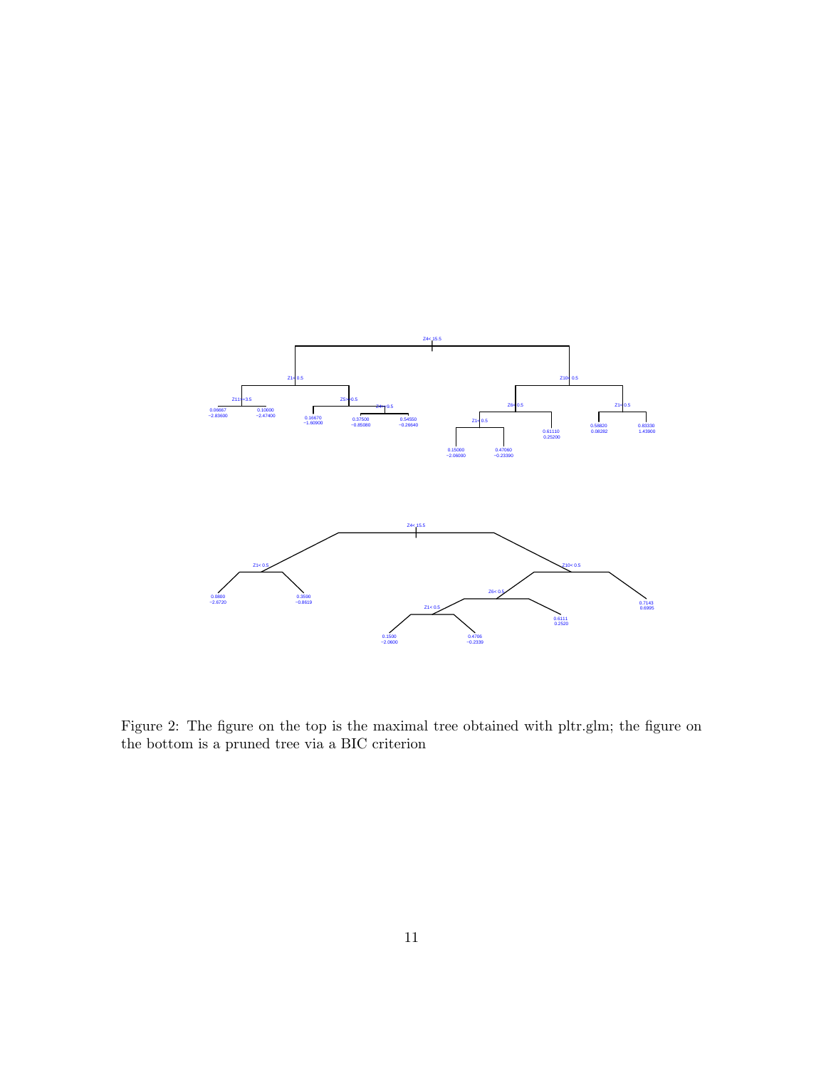Figure 2: The figure on the top is the maximal tree obtained with pltr.glm; the figure on the bottom is a pruned tree via a BIC criterion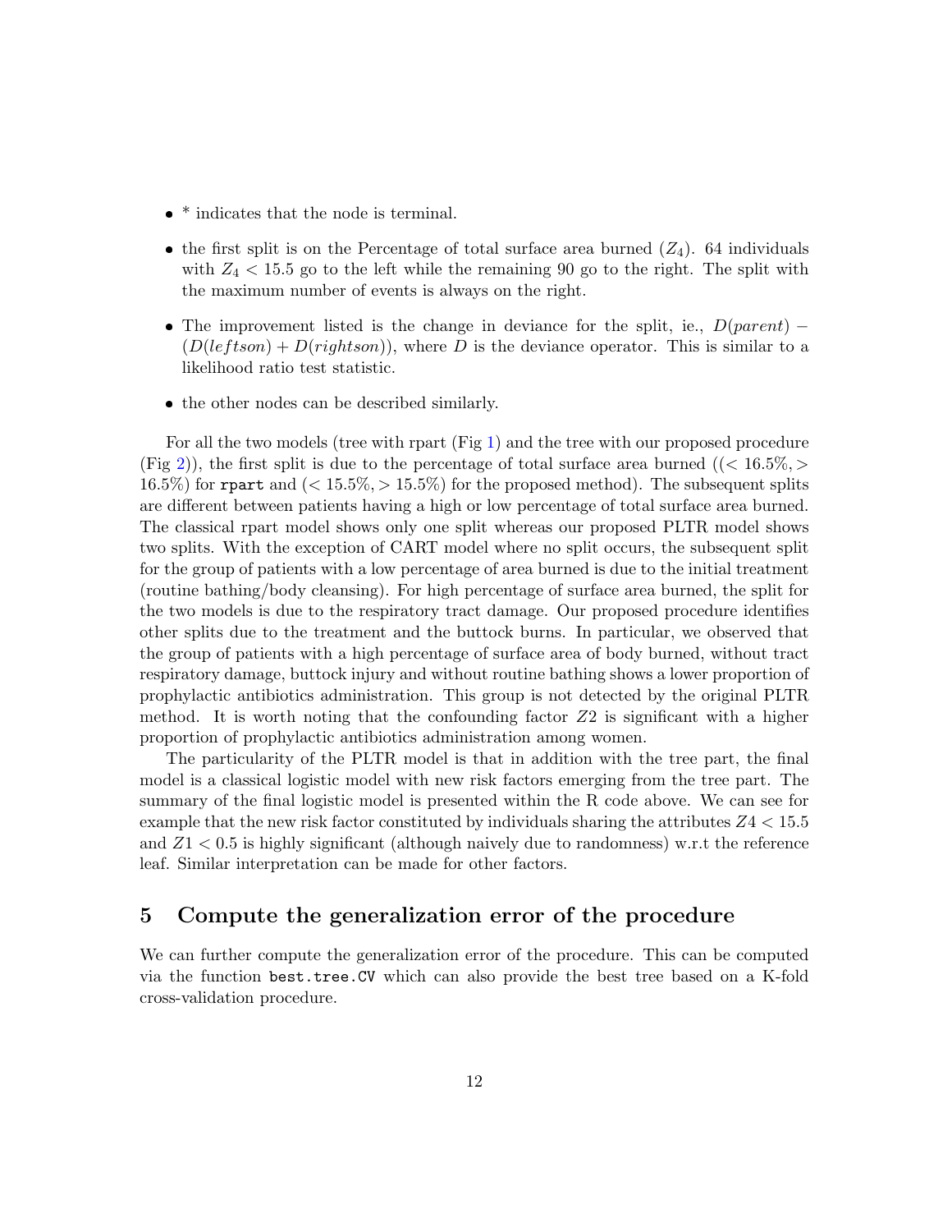- * indicates that the node is terminal.
- the first split is on the Percentage of total surface area burned ($Z_4$). 64 individuals with $Z_4 < 15.5$ go to the left while the remaining 90 go to the right. The split with the maximum number of events is always on the right.
- The improvement listed is the change in deviance for the split, ie., $D(parent) - (D(leftson) + D(rightson))$, where $D$ is the deviance operator. This is similar to a likelihood ratio test statistic.
- the other nodes can be described similarly.

For all the two models (tree with rpart (Fig 1) and the tree with our proposed procedure (Fig 2)), the first split is due to the percentage of total surface area burned (($< 16.5\%, > 16.5\%$) for `rpart` and ($< 15.5\%, > 15.5\%$) for the proposed method). The subsequent splits are different between patients having a high or low percentage of total surface area burned. The classical rpart model shows only one split whereas our proposed PLTR model shows two splits. With the exception of CART model where no split occurs, the subsequent split for the group of patients with a low percentage of area burned is due to the initial treatment (routine bathing/body cleansing). For high percentage of surface area burned, the split for the two models is due to the respiratory tract damage. Our proposed procedure identifies other splits due to the treatment and the buttock burns. In particular, we observed that the group of patients with a high percentage of surface area of body burned, without tract respiratory damage, buttock injury and without routine bathing shows a lower proportion of prophylactic antibiotics administration. This group is not detected by the original PLTR method. It is worth noting that the confounding factor $Z2$ is significant with a higher proportion of prophylactic antibiotics administration among women.

The particularity of the PLTR model is that in addition with the tree part, the final model is a classical logistic model with new risk factors emerging from the tree part. The summary of the final logistic model is presented within the R code above. We can see for example that the new risk factor constituted by individuals sharing the attributes $Z4 < 15.5$ and $Z1 < 0.5$ is highly significant (although naively due to randomness) w.r.t the reference leaf. Similar interpretation can be made for other factors.

## 5 Compute the generalization error of the procedure

We can further compute the generalization error of the procedure. This can be computed via the function `best.tree.CV` which can also provide the best tree based on a K-fold cross-validation procedure.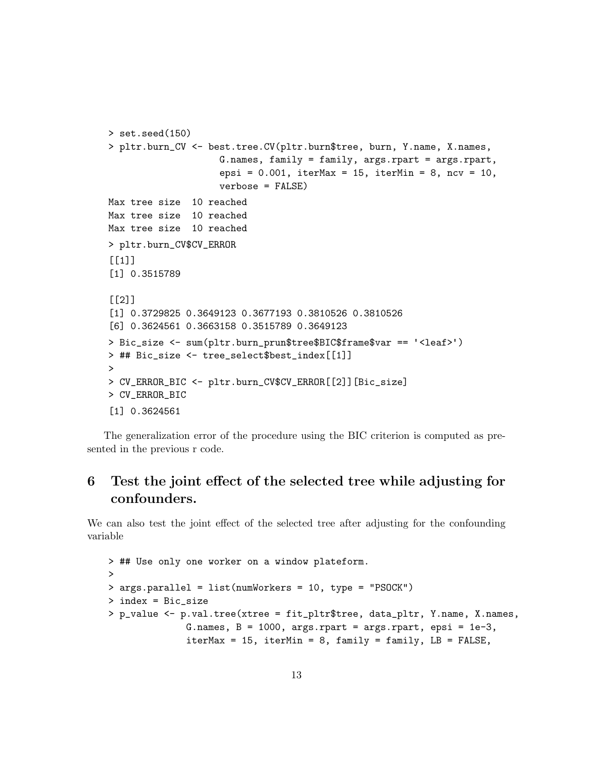```
> set.seed(150)
> pltr.burn_CV <- best.tree.CV(pltr.burn$tree, burn, Y.name, X.names,
                    G.names, family = family, args.rpart = args.rpart,
                    epsi = 0.001, iterMax = 15, iterMin = 8, ncv = 10,
                    verbose = FALSE)
Max tree size  10 reached
Max tree size  10 reached
Max tree size  10 reached
> pltr.burn_CV$CV_ERROR
[[1]]
[1] 0.3515789

[[2]]
[1] 0.3729825 0.3649123 0.3677193 0.3810526 0.3810526
[6] 0.3624561 0.3663158 0.3515789 0.3649123
> Bic_size <- sum(pltr.burn_prun$tree$BIC$frame$var == '<leaf>')
> ## Bic_size <- tree_select$best_index[[1]]
>
> CV_ERROR_BIC <- pltr.burn_CV$CV_ERROR[[2]][Bic_size]
> CV_ERROR_BIC
[1] 0.3624561
```

The generalization error of the procedure using the BIC criterion is computed as presented in the previous r code.

# 6 Test the joint effect of the selected tree while adjusting for confounders.

We can also test the joint effect of the selected tree after adjusting for the confounding variable

```
> ## Use only one worker on a window plateform.
>
> args.parallel = list(numWorkers = 10, type = "PSOCK")
> index = Bic_size
> p_value <- p.val.tree(xtree = fit_pltr$tree, data_pltr, Y.name, X.names,
              G.names, B = 1000, args.rpart = args.rpart, epsi = 1e-3,
              iterMax = 15, iterMin = 8, family = family, LB = FALSE,
```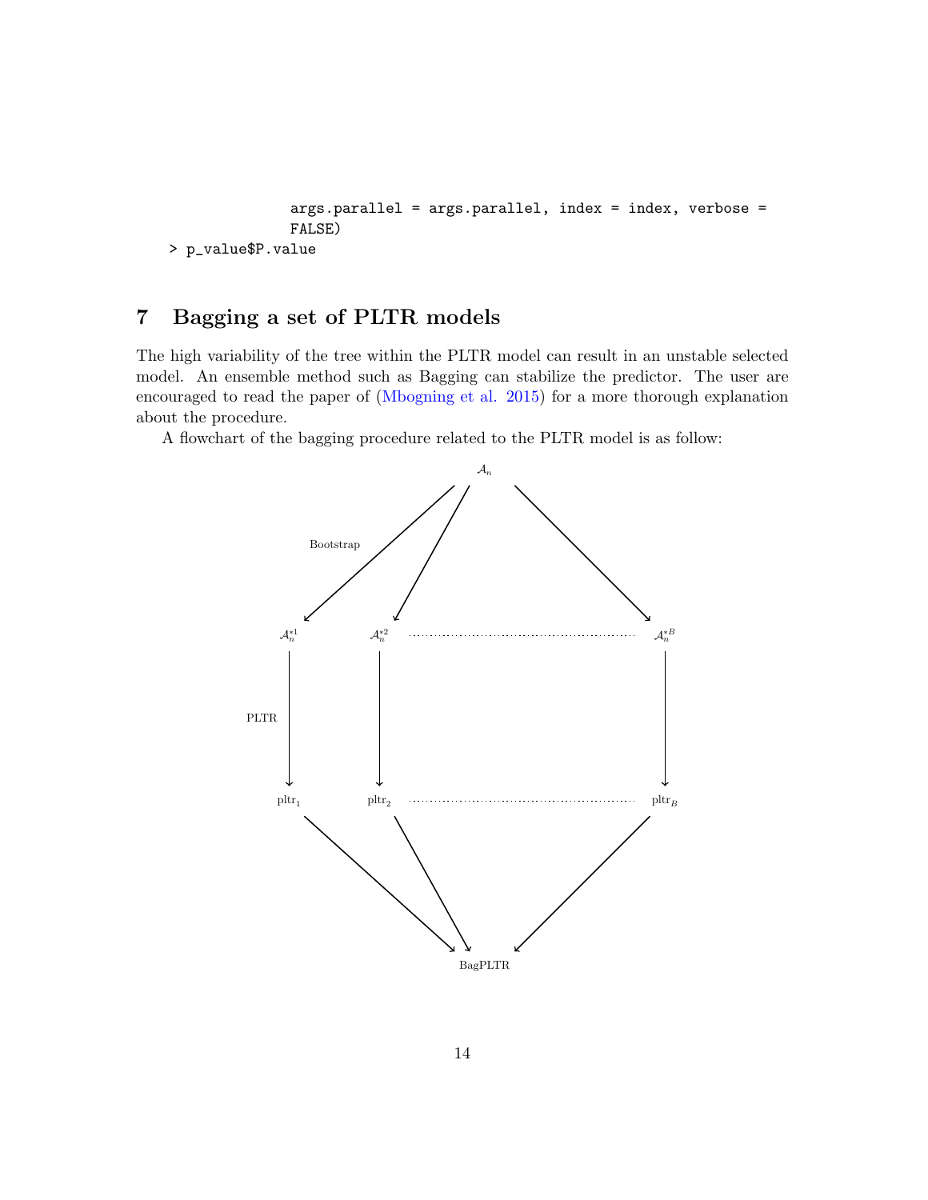```
                args.parallel = args.parallel, index = index, verbose =
                FALSE)
> p_value$P.value
```

## 7 Bagging a set of PLTR models

The high variability of the tree within the PLTR model can result in an unstable selected model. An ensemble method such as Bagging can stabilize the predictor. The user are encouraged to read the paper of (Mbogning et al. 2015) for a more thorough explanation about the procedure.

A flowchart of the bagging procedure related to the PLTR model is as follow:

$\mathcal{A}_n$

Bootstrap

$\mathcal{A}_n^{*1}$ $\mathcal{A}_n^{*2}$ ............ $\mathcal{A}_n^{*B}$

PLTR

$\text{pltr}_1$ $\text{pltr}_2$ ............ $\text{pltr}_B$

BagPLTR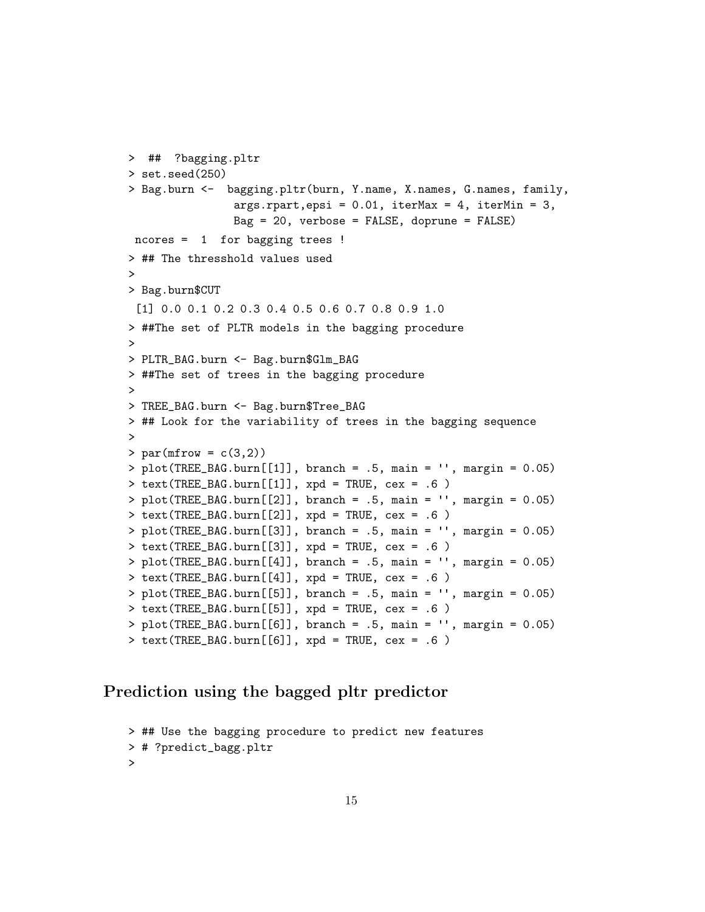```
>  ##  ?bagging.pltr
> set.seed(250)
> Bag.burn <-  bagging.pltr(burn, Y.name, X.names, G.names, family,
                args.rpart,epsi = 0.01, iterMax = 4, iterMin = 3,
                Bag = 20, verbose = FALSE, doprune = FALSE)
 ncores =  1  for bagging trees !
> ## The thresshold values used
>
> Bag.burn$CUT
 [1] 0.0 0.1 0.2 0.3 0.4 0.5 0.6 0.7 0.8 0.9 1.0
> ##The set of PLTR models in the bagging procedure
>
> PLTR_BAG.burn <- Bag.burn$Glm_BAG
> ##The set of trees in the bagging procedure
>
> TREE_BAG.burn <- Bag.burn$Tree_BAG
> ## Look for the variability of trees in the bagging sequence
>
> par(mfrow = c(3,2))
> plot(TREE_BAG.burn[[1]], branch = .5, main = '', margin = 0.05)
> text(TREE_BAG.burn[[1]], xpd = TRUE, cex = .6 )
> plot(TREE_BAG.burn[[2]], branch = .5, main = '', margin = 0.05)
> text(TREE_BAG.burn[[2]], xpd = TRUE, cex = .6 )
> plot(TREE_BAG.burn[[3]], branch = .5, main = '', margin = 0.05)
> text(TREE_BAG.burn[[3]], xpd = TRUE, cex = .6 )
> plot(TREE_BAG.burn[[4]], branch = .5, main = '', margin = 0.05)
> text(TREE_BAG.burn[[4]], xpd = TRUE, cex = .6 )
> plot(TREE_BAG.burn[[5]], branch = .5, main = '', margin = 0.05)
> text(TREE_BAG.burn[[5]], xpd = TRUE, cex = .6 )
> plot(TREE_BAG.burn[[6]], branch = .5, main = '', margin = 0.05)
> text(TREE_BAG.burn[[6]], xpd = TRUE, cex = .6 )
```

## Prediction using the bagged pltr predictor

```
> ## Use the bagging procedure to predict new features
> # ?predict_bagg.pltr
>
```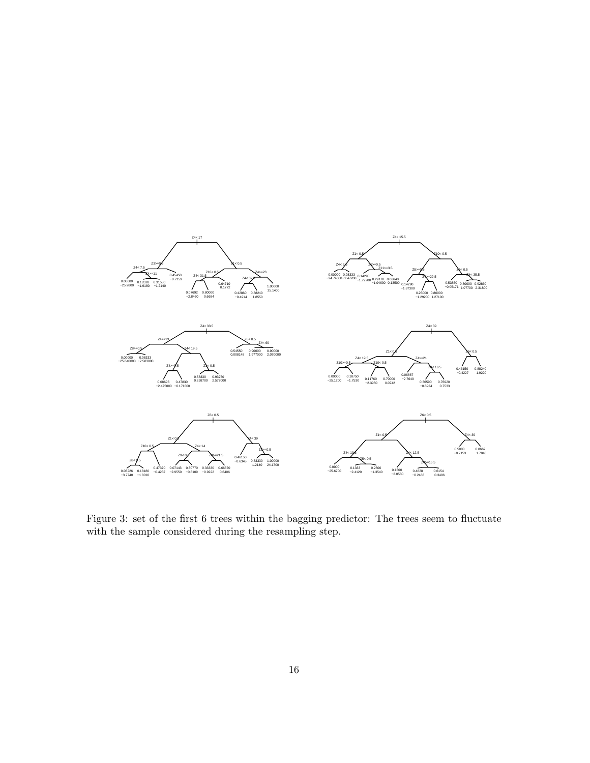Figure 3: set of the first 6 trees within the bagging predictor: The trees seem to fluctuate with the sample considered during the resampling step.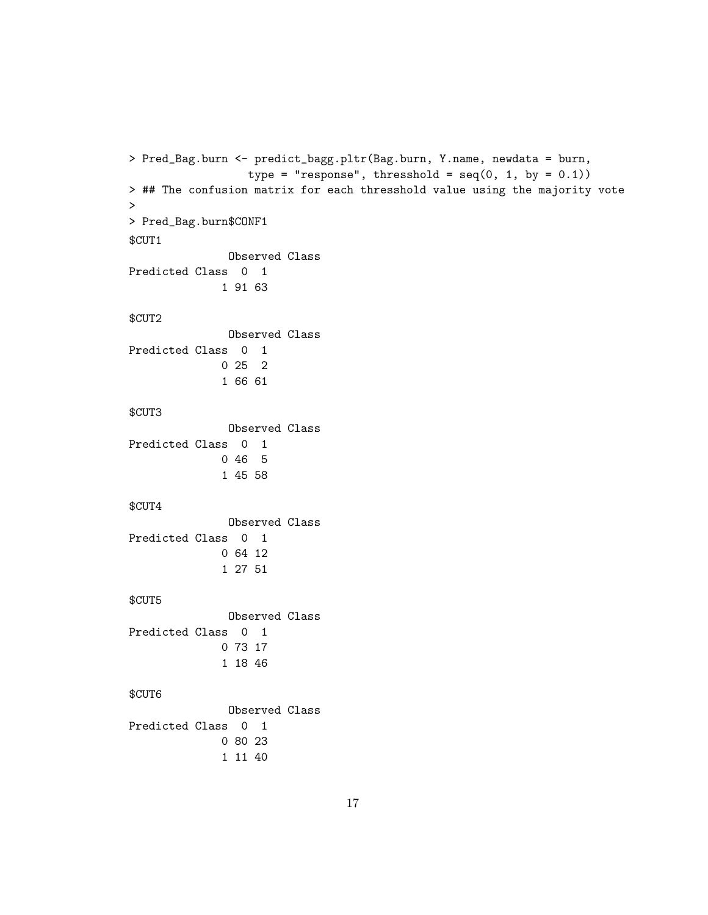```
> Pred_Bag.burn <- predict_bagg.pltr(Bag.burn, Y.name, newdata = burn,
                  type = "response", thresshold = seq(0, 1, by = 0.1))
> ## The confusion matrix for each thresshold value using the majority vote
>
> Pred_Bag.burn$CONF1
$CUT1
               Observed Class
Predicted Class  0  1
              1 91 63

$CUT2
               Observed Class
Predicted Class  0  1
              0 25  2
              1 66 61

$CUT3
               Observed Class
Predicted Class  0  1
              0 46  5
              1 45 58

$CUT4
               Observed Class
Predicted Class  0  1
              0 64 12
              1 27 51

$CUT5
               Observed Class
Predicted Class  0  1
              0 73 17
              1 18 46

$CUT6
               Observed Class
Predicted Class  0  1
              0 80 23
              1 11 40
```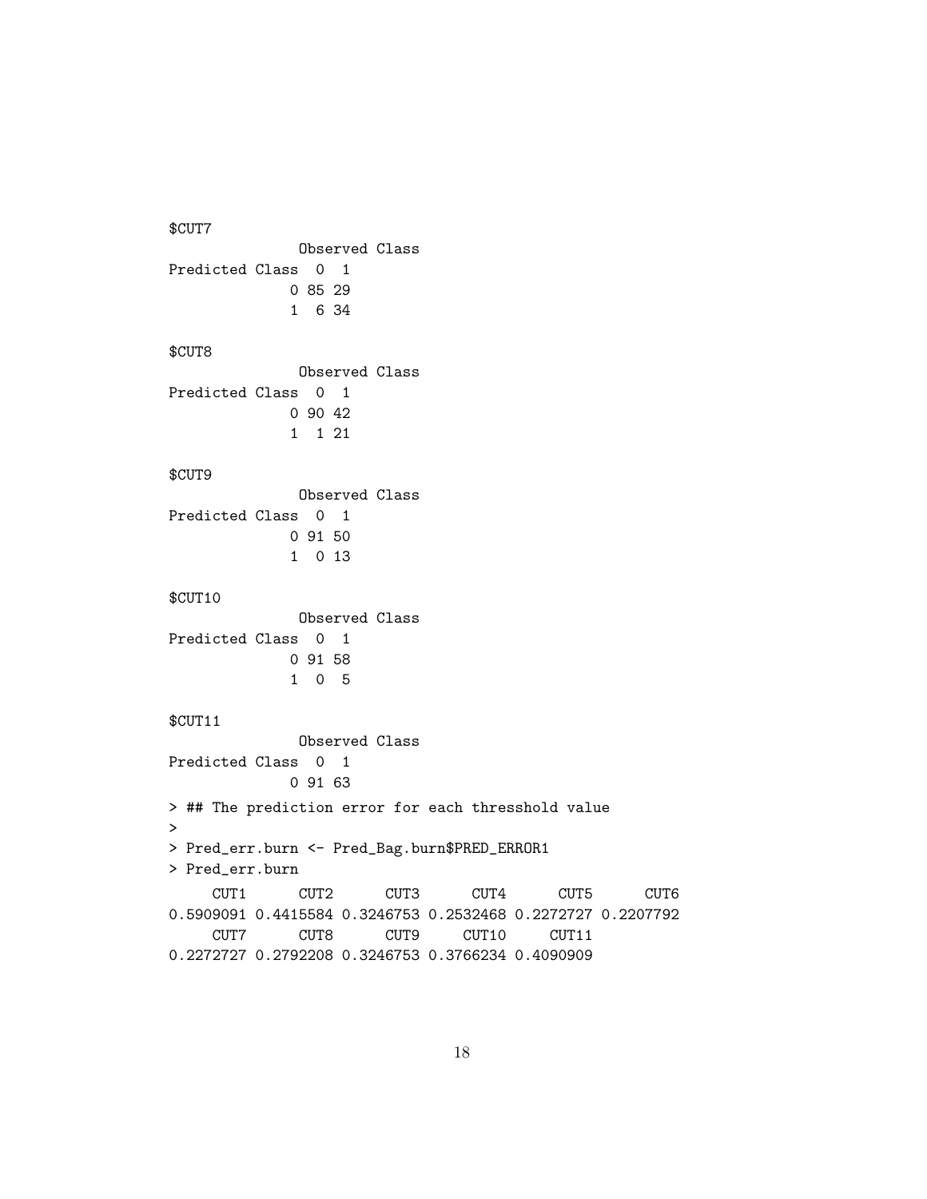```
$CUT7
              Observed Class
Predicted Class  0  1
              0 85 29
              1  6 34

$CUT8
              Observed Class
Predicted Class  0  1
              0 90 42
              1  1 21

$CUT9
              Observed Class
Predicted Class  0  1
              0 91 50
              1  0 13

$CUT10
              Observed Class
Predicted Class  0  1
              0 91 58
              1  0  5

$CUT11
              Observed Class
Predicted Class  0  1
              0 91 63
> ## The prediction error for each thresshold value
>
> Pred_err.burn <- Pred_Bag.burn$PRED_ERROR1
> Pred_err.burn
     CUT1      CUT2      CUT3      CUT4      CUT5      CUT6
0.5909091 0.4415584 0.3246753 0.2532468 0.2272727 0.2207792
     CUT7      CUT8      CUT9     CUT10     CUT11
0.2272727 0.2792208 0.3246753 0.3766234 0.4090909
```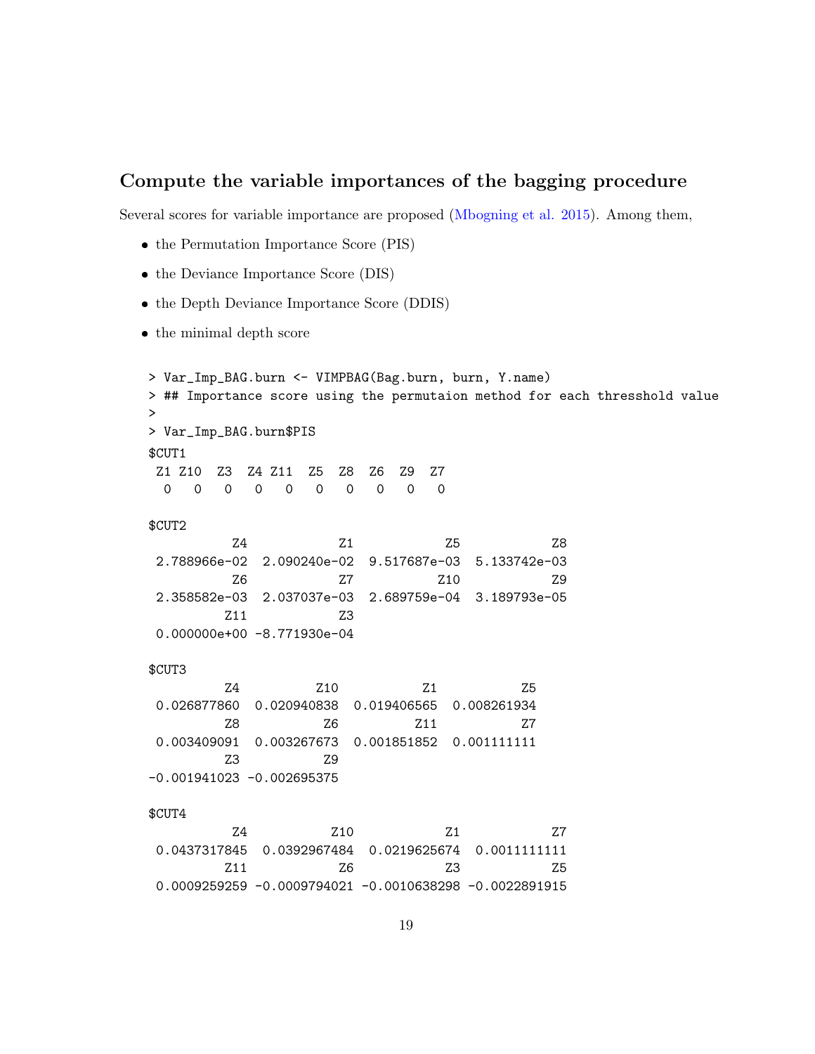## Compute the variable importances of the bagging procedure

Several scores for variable importance are proposed (Mbogning et al. 2015). Among them,

- the Permutation Importance Score (PIS)
- the Deviance Importance Score (DIS)
- the Depth Deviance Importance Score (DDIS)
- the minimal depth score

```
> Var_Imp_BAG.burn <- VIMPBAG(Bag.burn, burn, Y.name)
> ## Importance score using the permutaion method for each thresshold value
>
> Var_Imp_BAG.burn$PIS
$CUT1
 Z1 Z10  Z3  Z4 Z11  Z5  Z8  Z6  Z9  Z7
  0   0   0   0   0   0   0   0   0   0

$CUT2
           Z4            Z1            Z5            Z8
 2.788966e-02  2.090240e-02  9.517687e-03  5.133742e-03
           Z6            Z7           Z10            Z9
 2.358582e-03  2.037037e-03  2.689759e-04  3.189793e-05
          Z11            Z3
 0.000000e+00 -8.771930e-04

$CUT3
          Z4          Z10           Z1           Z5
 0.026877860  0.020940838  0.019406565  0.008261934
          Z8           Z6          Z11           Z7
 0.003409091  0.003267673  0.001851852  0.001111111
          Z3           Z9
-0.001941023 -0.002695375

$CUT4
           Z4           Z10            Z1            Z7
 0.0437317845  0.0392967484  0.0219625674  0.0011111111
          Z11            Z6            Z3            Z5
 0.0009259259 -0.0009794021 -0.0010638298 -0.0022891915
```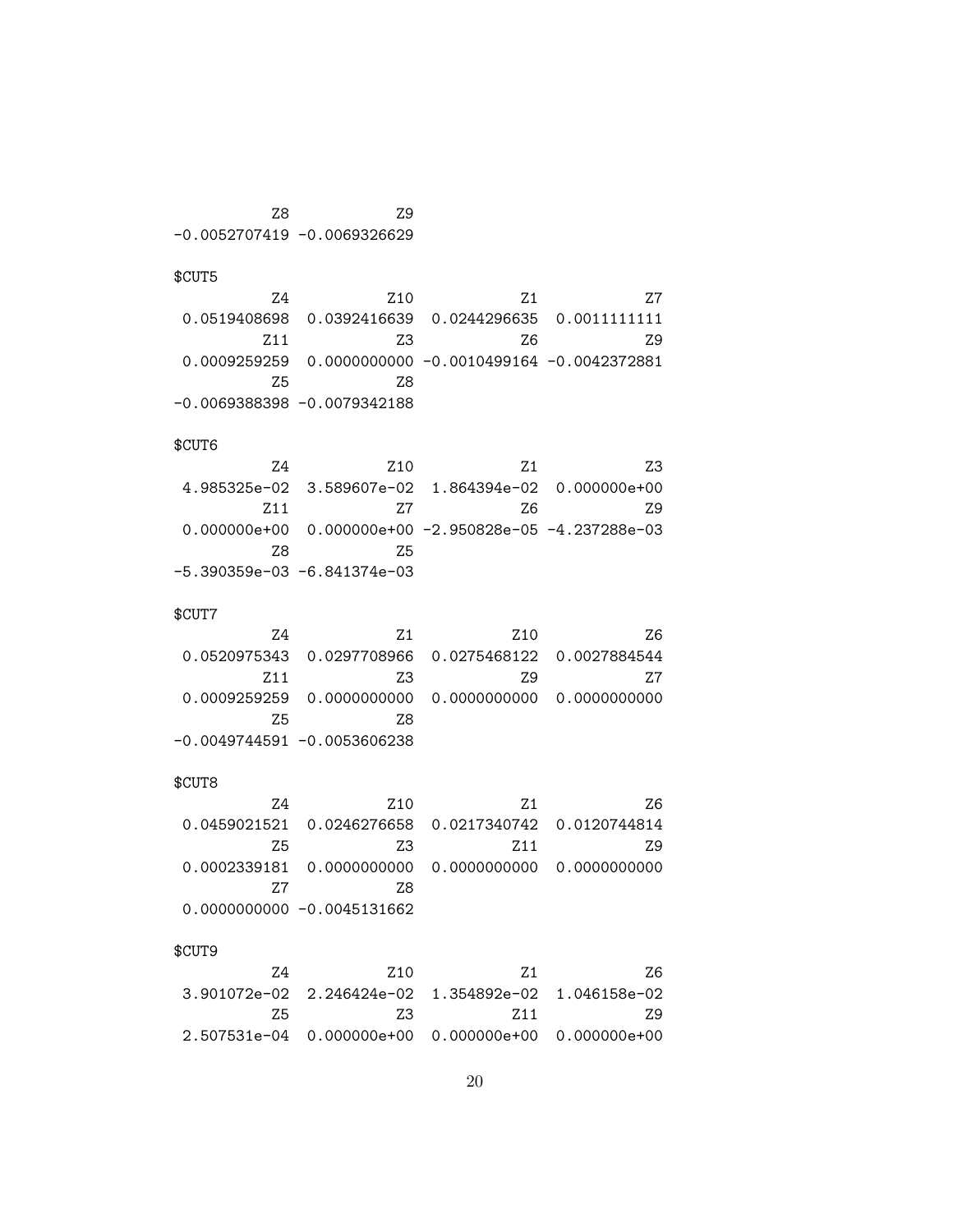```
         Z8           Z9
-0.0052707419 -0.0069326629

$CUT5
          Z4          Z10           Z1           Z7
 0.0519408698  0.0392416639  0.0244296635  0.0011111111
         Z11           Z3           Z6           Z9
 0.0009259259  0.0000000000 -0.0010499164 -0.0042372881
          Z5           Z8
-0.0069388398 -0.0079342188

$CUT6
          Z4          Z10           Z1           Z3
 4.985325e-02  3.589607e-02  1.864394e-02  0.000000e+00
         Z11           Z7           Z6           Z9
 0.000000e+00  0.000000e+00 -2.950828e-05 -4.237288e-03
          Z8           Z5
-5.390359e-03 -6.841374e-03

$CUT7
          Z4           Z1          Z10           Z6
 0.0520975343  0.0297708966  0.0275468122  0.0027884544
         Z11           Z3           Z9           Z7
 0.0009259259  0.0000000000  0.0000000000  0.0000000000
          Z5           Z8
-0.0049744591 -0.0053606238

$CUT8
          Z4          Z10           Z1           Z6
 0.0459021521  0.0246276658  0.0217340742  0.0120744814
          Z5           Z3          Z11           Z9
 0.0002339181  0.0000000000  0.0000000000  0.0000000000
          Z7           Z8
 0.0000000000 -0.0045131662

$CUT9
          Z4          Z10           Z1           Z6
 3.901072e-02  2.246424e-02  1.354892e-02  1.046158e-02
          Z5           Z3          Z11           Z9
 2.507531e-04  0.000000e+00  0.000000e+00  0.000000e+00
```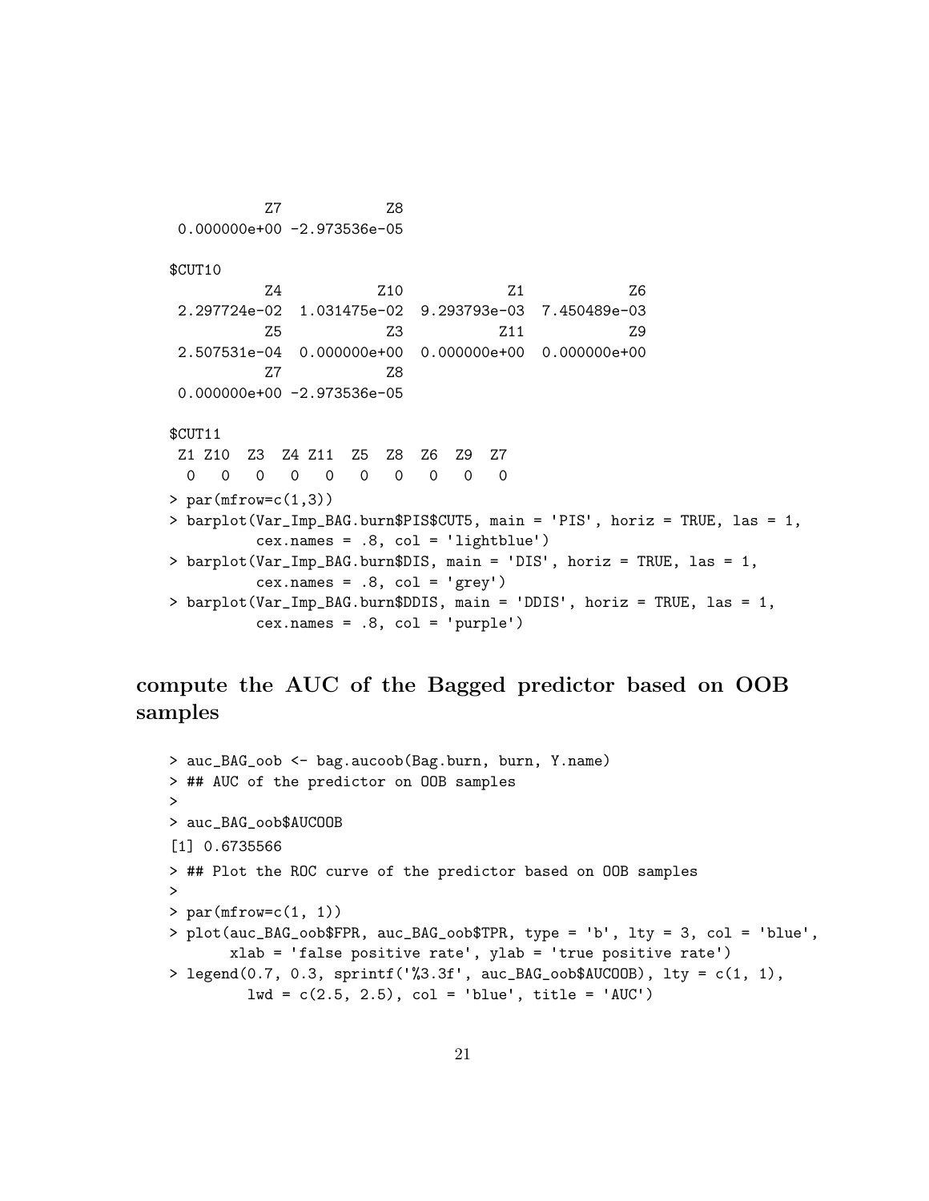```
          Z7            Z8
 0.000000e+00 -2.973536e-05

$CUT10
          Z4           Z10            Z1            Z6
 2.297724e-02  1.031475e-02  9.293793e-03  7.450489e-03
          Z5            Z3           Z11            Z9
 2.507531e-04  0.000000e+00  0.000000e+00  0.000000e+00
          Z7            Z8
 0.000000e+00 -2.973536e-05

$CUT11
 Z1 Z10  Z3  Z4 Z11  Z5  Z8  Z6  Z9  Z7
  0   0   0   0   0   0   0   0   0   0
> par(mfrow=c(1,3))
> barplot(Var_Imp_BAG.burn$PIS$CUT5, main = 'PIS', horiz = TRUE, las = 1,
          cex.names = .8, col = 'lightblue')
> barplot(Var_Imp_BAG.burn$DIS, main = 'DIS', horiz = TRUE, las = 1,
          cex.names = .8, col = 'grey')
> barplot(Var_Imp_BAG.burn$DDIS, main = 'DDIS', horiz = TRUE, las = 1,
          cex.names = .8, col = 'purple')
```

## compute the AUC of the Bagged predictor based on OOB samples

```
> auc_BAG_oob <- bag.aucoob(Bag.burn, burn, Y.name)
> ## AUC of the predictor on OOB samples
>
> auc_BAG_oob$AUCOOB
[1] 0.6735566
> ## Plot the ROC curve of the predictor based on OOB samples
>
> par(mfrow=c(1, 1))
> plot(auc_BAG_oob$FPR, auc_BAG_oob$TPR, type = 'b', lty = 3, col = 'blue',
       xlab = 'false positive rate', ylab = 'true positive rate')
> legend(0.7, 0.3, sprintf('%3.3f', auc_BAG_oob$AUCOOB), lty = c(1, 1),
         lwd = c(2.5, 2.5), col = 'blue', title = 'AUC')
```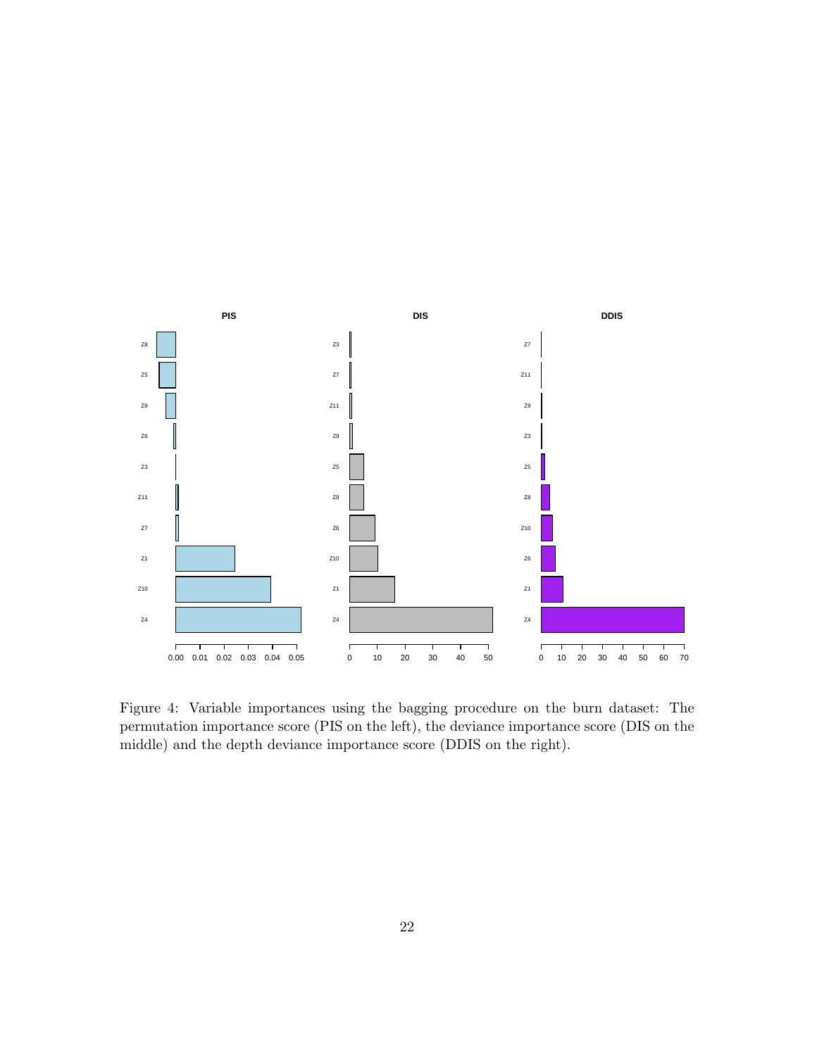Figure 4: Variable importances using the bagging procedure on the burn dataset: The permutation importance score (PIS on the left), the deviance importance score (DIS on the middle) and the depth deviance importance score (DDIS on the right).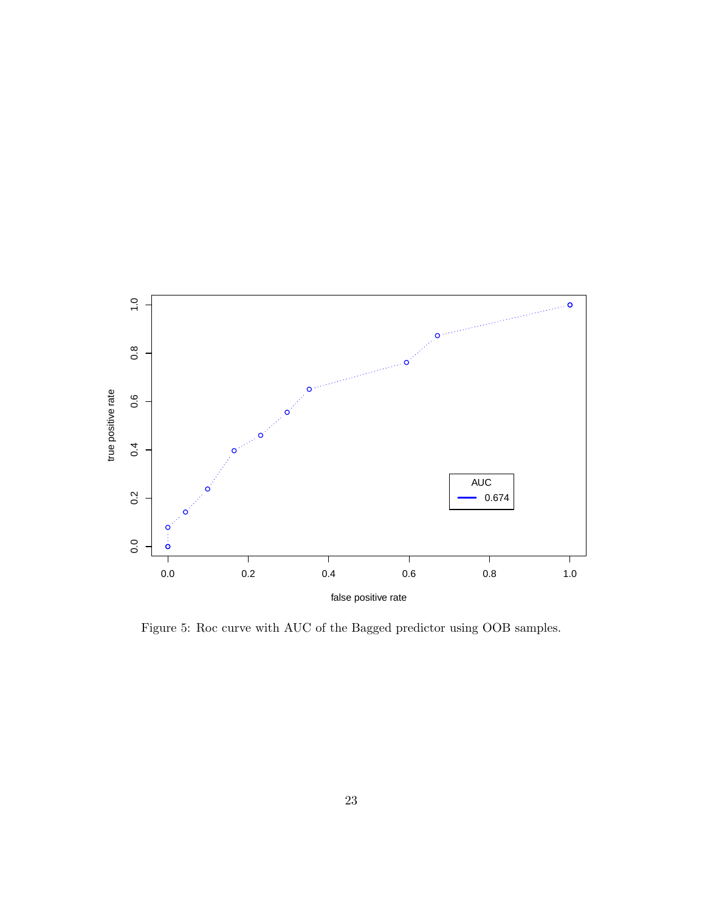Figure 5: Roc curve with AUC of the Bagged predictor using OOB samples.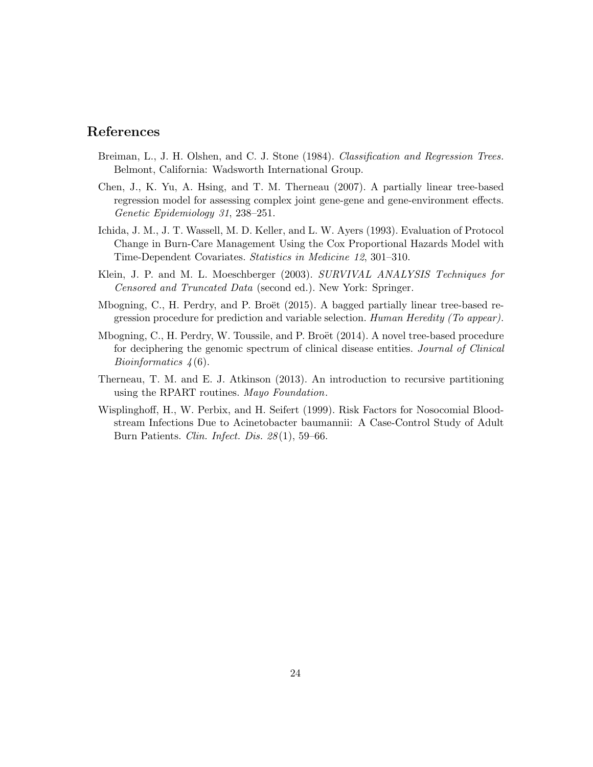## References

Breiman, L., J. H. Olshen, and C. J. Stone (1984). *Classification and Regression Trees.* Belmont, California: Wadsworth International Group.

Chen, J., K. Yu, A. Hsing, and T. M. Therneau (2007). A partially linear tree-based regression model for assessing complex joint gene-gene and gene-environment effects. *Genetic Epidemiology 31*, 238–251.

Ichida, J. M., J. T. Wassell, M. D. Keller, and L. W. Ayers (1993). Evaluation of Protocol Change in Burn-Care Management Using the Cox Proportional Hazards Model with Time-Dependent Covariates. *Statistics in Medicine 12*, 301–310.

Klein, J. P. and M. L. Moeschberger (2003). *SURVIVAL ANALYSIS Techniques for Censored and Truncated Data* (second ed.). New York: Springer.

Mbogning, C., H. Perdry, and P. Broët (2015). A bagged partially linear tree-based regression procedure for prediction and variable selection. *Human Heredity (To appear)*.

Mbogning, C., H. Perdry, W. Toussile, and P. Broët (2014). A novel tree-based procedure for deciphering the genomic spectrum of clinical disease entities. *Journal of Clinical Bioinformatics 4*(6).

Therneau, T. M. and E. J. Atkinson (2013). An introduction to recursive partitioning using the RPART routines. *Mayo Foundation*.

Wisplinghoff, H., W. Perbix, and H. Seifert (1999). Risk Factors for Nosocomial Bloodstream Infections Due to Acinetobacter baumannii: A Case-Control Study of Adult Burn Patients. *Clin. Infect. Dis. 28*(1), 59–66.